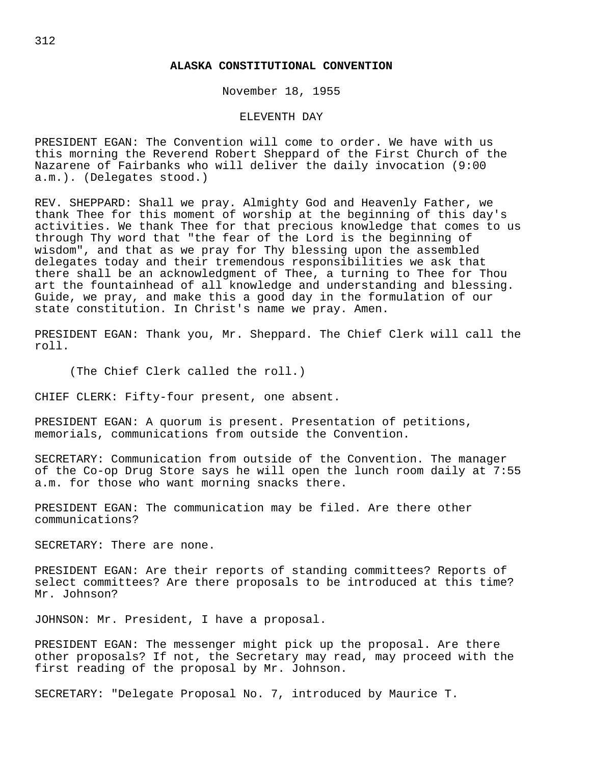# ALASKA CONSTITUTIONAL CONVENTION

November 18, 1955

ELEVENTH DAY

PRESIDENT EGAN: The Convention will come to order. We have with us this morning the Reverend Robert Sheppard of the First Church of the Nazarene of Fairbanks who will deliver the daily invocation (9:00 a.m.). (Delegates stood.)

REV. SHEPPARD: Shall we pray. Almighty God and Heavenly Father, we thank Thee for this moment of worship at the beginning of this day's activities. We thank Thee for that precious knowledge that comes to us through Thy word that "the fear of the Lord is the beginning of wisdom", and that as we pray for Thy blessing upon the assembled delegates today and their tremendous responsibilities we ask that there shall be an acknowledgment of Thee, a turning to Thee for Thou art the fountainhead of all knowledge and understanding and blessing. Guide, we pray, and make this a good day in the formulation of our state constitution. In Christ's name we pray. Amen.

PRESIDENT EGAN: Thank you, Mr. Sheppard. The Chief Clerk will call the roll.

(The Chief Clerk called the roll.)

CHIEF CLERK: Fifty-four present, one absent.

PRESIDENT EGAN: A quorum is present. Presentation of petitions, memorials, communications from outside the Convention.

SECRETARY: Communication from outside of the Convention. The manager of the Co-op Drug Store says he will open the lunch room daily at 7:55 a.m. for those who want morning snacks there.

PRESIDENT EGAN: The communication may be filed. Are there other communications?

SECRETARY: There are none.

PRESIDENT EGAN: Are their reports of standing committees? Reports of select committees? Are there proposals to be introduced at this time? Mr. Johnson?

JOHNSON: Mr. President, I have a proposal.

PRESIDENT EGAN: The messenger might pick up the proposal. Are there other proposals? If not, the Secretary may read, may proceed with the first reading of the proposal by Mr. Johnson.

SECRETARY: "Delegate Proposal No. 7, introduced by Maurice T.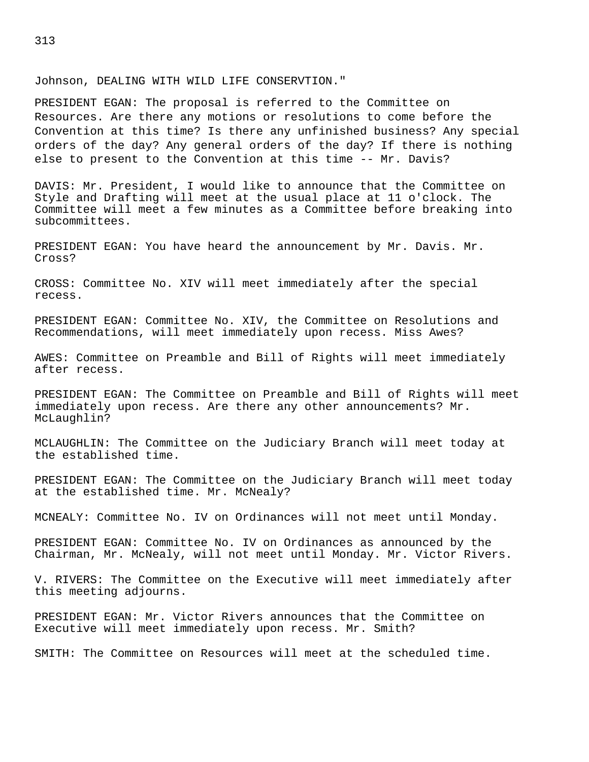Johnson, DEALING WITH WILD LIFE CONSERVTION."

PRESIDENT EGAN: The proposal is referred to the Committee on Resources. Are there any motions or resolutions to come before the Convention at this time? Is there any unfinished business? Any special orders of the day? Any general orders of the day? If there is nothing else to present to the Convention at this time -- Mr. Davis?

DAVIS: Mr. President, I would like to announce that the Committee on Style and Drafting will meet at the usual place at 11 o'clock. The Committee will meet a few minutes as a Committee before breaking into subcommittees.

PRESIDENT EGAN: You have heard the announcement by Mr. Davis. Mr. Cross?

CROSS: Committee No. XIV will meet immediately after the special recess.

PRESIDENT EGAN: Committee No. XIV, the Committee on Resolutions and Recommendations, will meet immediately upon recess. Miss Awes?

AWES: Committee on Preamble and Bill of Rights will meet immediately after recess.

PRESIDENT EGAN: The Committee on Preamble and Bill of Rights will meet immediately upon recess. Are there any other announcements? Mr. McLaughlin?

MCLAUGHLIN: The Committee on the Judiciary Branch will meet today at the established time.

PRESIDENT EGAN: The Committee on the Judiciary Branch will meet today at the established time. Mr. McNealy?

MCNEALY: Committee No. IV on Ordinances will not meet until Monday.

PRESIDENT EGAN: Committee No. IV on Ordinances as announced by the Chairman, Mr. McNealy, will not meet until Monday. Mr. Victor Rivers.

V. RIVERS: The Committee on the Executive will meet immediately after this meeting adjourns.

PRESIDENT EGAN: Mr. Victor Rivers announces that the Committee on Executive will meet immediately upon recess. Mr. Smith?

SMITH: The Committee on Resources will meet at the scheduled time.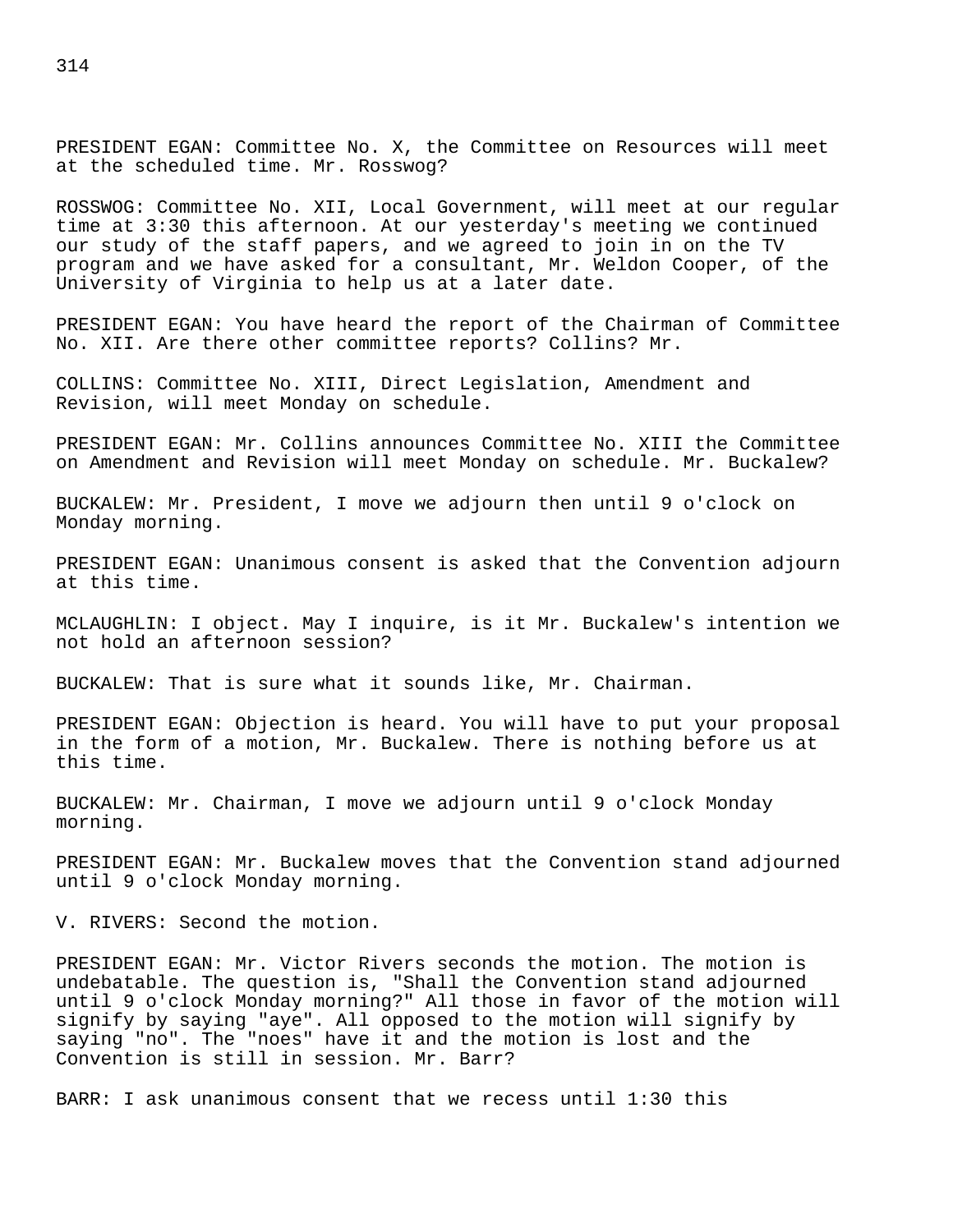PRESIDENT EGAN: Committee No. X, the Committee on Resources will meet at the scheduled time. Mr. Rosswog?

ROSSWOG: Committee No. XII, Local Government, will meet at our regular time at 3:30 this afternoon. At our yesterday's meeting we continued our study of the staff papers, and we agreed to join in on the TV program and we have asked for a consultant, Mr. Weldon Cooper, of the University of Virginia to help us at a later date.

PRESIDENT EGAN: You have heard the report of the Chairman of Committee No. XII. Are there other committee reports? Collins? Mr.

COLLINS: Committee No. XIII, Direct Legislation, Amendment and Revision, will meet Monday on schedule.

PRESIDENT EGAN: Mr. Collins announces Committee No. XIII the Committee on Amendment and Revision will meet Monday on schedule. Mr. Buckalew?

BUCKALEW: Mr. President, I move we adjourn then until 9 o'clock on Monday morning.

PRESIDENT EGAN: Unanimous consent is asked that the Convention adjourn at this time.

MCLAUGHLIN: I object. May I inquire, is it Mr. Buckalew's intention we not hold an afternoon session?

BUCKALEW: That is sure what it sounds like, Mr. Chairman.

PRESIDENT EGAN: Objection is heard. You will have to put your proposal in the form of a motion, Mr. Buckalew. There is nothing before us at this time.

BUCKALEW: Mr. Chairman, I move we adjourn until 9 o'clock Monday morning.

PRESIDENT EGAN: Mr. Buckalew moves that the Convention stand adjourned until 9 o'clock Monday morning.

V. RIVERS: Second the motion.

PRESIDENT EGAN: Mr. Victor Rivers seconds the motion. The motion is undebatable. The question is, "Shall the Convention stand adjourned until 9 o'clock Monday morning?" All those in favor of the motion will signify by saying "aye". All opposed to the motion will signify by saying "no". The "noes" have it and the motion is lost and the Convention is still in session. Mr. Barr?

BARR: I ask unanimous consent that we recess until 1:30 this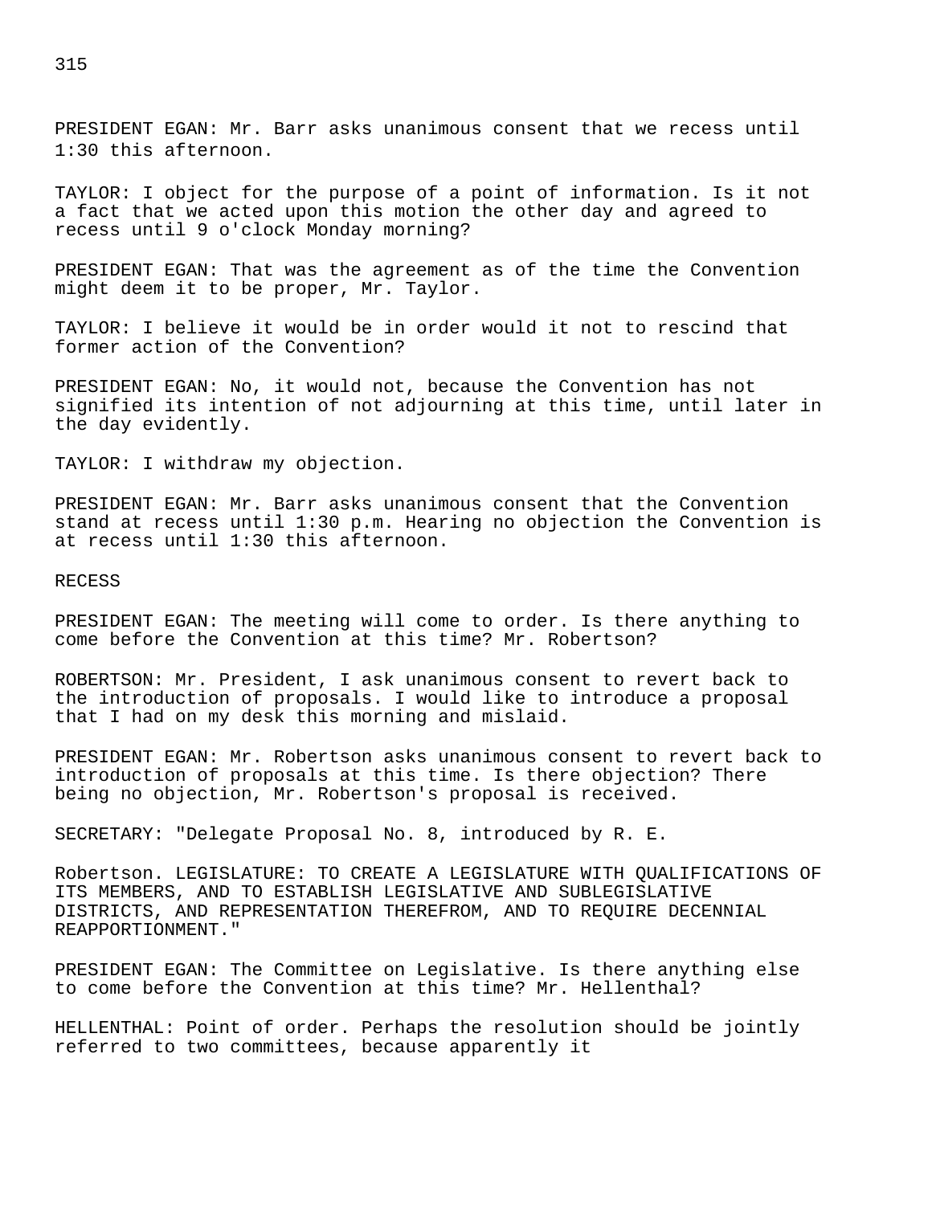PRESIDENT EGAN: Mr. Barr asks unanimous consent that we recess until 1:30 this afternoon.

TAYLOR: I object for the purpose of a point of information. Is it not a fact that we acted upon this motion the other day and agreed to recess until 9 o'clock Monday morning?

PRESIDENT EGAN: That was the agreement as of the time the Convention might deem it to be proper, Mr. Taylor.

TAYLOR: I believe it would be in order would it not to rescind that former action of the Convention?

PRESIDENT EGAN: No, it would not, because the Convention has not signified its intention of not adjourning at this time, until later in the day evidently.

TAYLOR: I withdraw my objection.

PRESIDENT EGAN: Mr. Barr asks unanimous consent that the Convention stand at recess until 1:30 p.m. Hearing no objection the Convention is at recess until 1:30 this afternoon.

RECESS

PRESIDENT EGAN: The meeting will come to order. Is there anything to come before the Convention at this time? Mr. Robertson?

ROBERTSON: Mr. President, I ask unanimous consent to revert back to the introduction of proposals. I would like to introduce a proposal that I had on my desk this morning and mislaid.

PRESIDENT EGAN: Mr. Robertson asks unanimous consent to revert back to introduction of proposals at this time. Is there objection? There being no objection, Mr. Robertson's proposal is received.

SECRETARY: "Delegate Proposal No. 8, introduced by R. E.

Robertson. LEGISLATURE: TO CREATE A LEGISLATURE WITH QUALIFICATIONS OF ITS MEMBERS, AND TO ESTABLISH LEGISLATIVE AND SUBLEGISLATIVE DISTRICTS, AND REPRESENTATION THEREFROM, AND TO REQUIRE DECENNIAL REAPPORTIONMENT."

PRESIDENT EGAN: The Committee on Legislative. Is there anything else to come before the Convention at this time? Mr. Hellenthal?

HELLENTHAL: Point of order. Perhaps the resolution should be jointly referred to two committees, because apparently it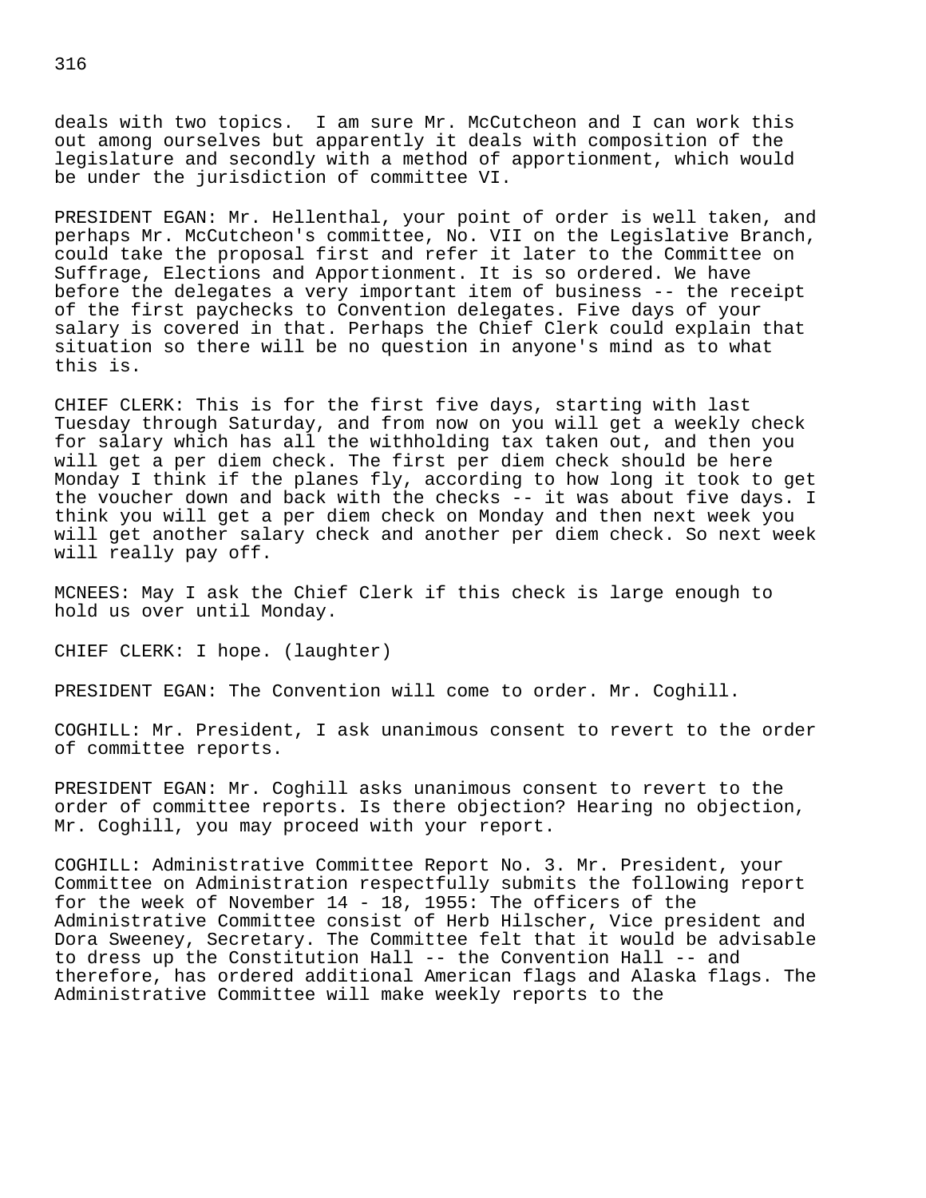deals with two topics. I am sure Mr. McCutcheon and I can work this out among ourselves but apparently it deals with composition of the legislature and secondly with a method of apportionment, which would be under the jurisdiction of committee VI.

PRESIDENT EGAN: Mr. Hellenthal, your point of order is well taken, and perhaps Mr. McCutcheon's committee, No. VII on the Legislative Branch, could take the proposal first and refer it later to the Committee on Suffrage, Elections and Apportionment. It is so ordered. We have before the delegates a very important item of business -- the receipt of the first paychecks to Convention delegates. Five days of your salary is covered in that. Perhaps the Chief Clerk could explain that situation so there will be no question in anyone's mind as to what this is.

CHIEF CLERK: This is for the first five days, starting with last Tuesday through Saturday, and from now on you will get a weekly check for salary which has all the withholding tax taken out, and then you will get a per diem check. The first per diem check should be here Monday I think if the planes fly, according to how long it took to get the voucher down and back with the checks -- it was about five days. I think you will get a per diem check on Monday and then next week you will get another salary check and another per diem check. So next week will really pay off.

MCNEES: May I ask the Chief Clerk if this check is large enough to hold us over until Monday.

CHIEF CLERK: I hope. (laughter)

PRESIDENT EGAN: The Convention will come to order. Mr. Coghill.

COGHILL: Mr. President, I ask unanimous consent to revert to the order of committee reports.

PRESIDENT EGAN: Mr. Coghill asks unanimous consent to revert to the order of committee reports. Is there objection? Hearing no objection, Mr. Coghill, you may proceed with your report.

COGHILL: Administrative Committee Report No. 3. Mr. President, your Committee on Administration respectfully submits the following report for the week of November 14 - 18, 1955: The officers of the Administrative Committee consist of Herb Hilscher, Vice president and Dora Sweeney, Secretary. The Committee felt that it would be advisable to dress up the Constitution Hall -- the Convention Hall -- and therefore, has ordered additional American flags and Alaska flags. The Administrative Committee will make weekly reports to the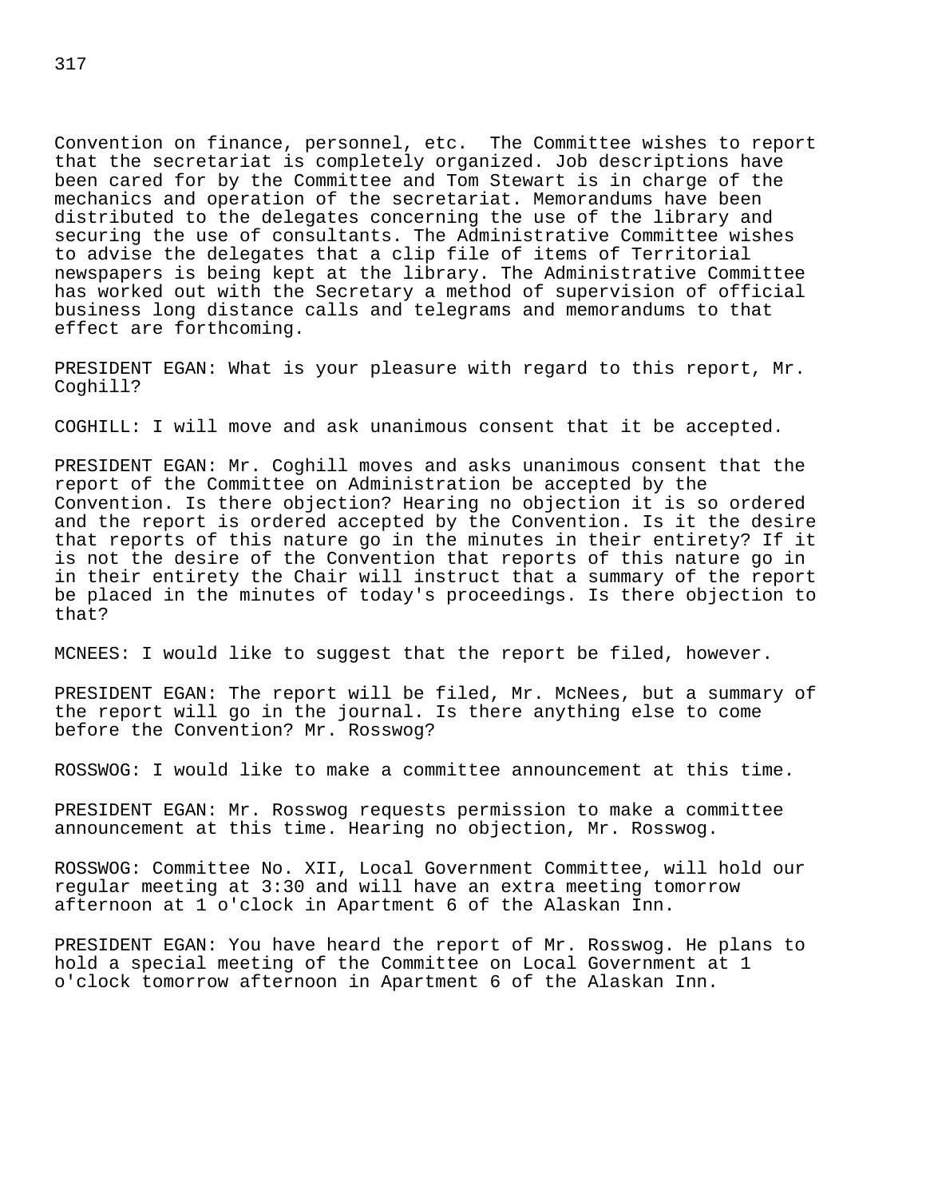Convention on finance, personnel, etc. The Committee wishes to report that the secretariat is completely organized. Job descriptions have been cared for by the Committee and Tom Stewart is in charge of the mechanics and operation of the secretariat. Memorandums have been distributed to the delegates concerning the use of the library and securing the use of consultants. The Administrative Committee wishes to advise the delegates that a clip file of items of Territorial newspapers is being kept at the library. The Administrative Committee has worked out with the Secretary a method of supervision of official business long distance calls and telegrams and memorandums to that effect are forthcoming.

PRESIDENT EGAN: What is your pleasure with regard to this report, Mr. Coghill?

COGHILL: I will move and ask unanimous consent that it be accepted.

PRESIDENT EGAN: Mr. Coghill moves and asks unanimous consent that the report of the Committee on Administration be accepted by the Convention. Is there objection? Hearing no objection it is so ordered and the report is ordered accepted by the Convention. Is it the desire that reports of this nature go in the minutes in their entirety? If it is not the desire of the Convention that reports of this nature go in in their entirety the Chair will instruct that a summary of the report be placed in the minutes of today's proceedings. Is there objection to that?

MCNEES: I would like to suggest that the report be filed, however.

PRESIDENT EGAN: The report will be filed, Mr. McNees, but a summary of the report will go in the journal. Is there anything else to come before the Convention? Mr. Rosswog?

ROSSWOG: I would like to make a committee announcement at this time.

PRESIDENT EGAN: Mr. Rosswog requests permission to make a committee announcement at this time. Hearing no objection, Mr. Rosswog.

ROSSWOG: Committee No. XII, Local Government Committee, will hold our regular meeting at 3:30 and will have an extra meeting tomorrow afternoon at 1 o'clock in Apartment 6 of the Alaskan Inn.

PRESIDENT EGAN: You have heard the report of Mr. Rosswog. He plans to hold a special meeting of the Committee on Local Government at 1 o'clock tomorrow afternoon in Apartment 6 of the Alaskan Inn.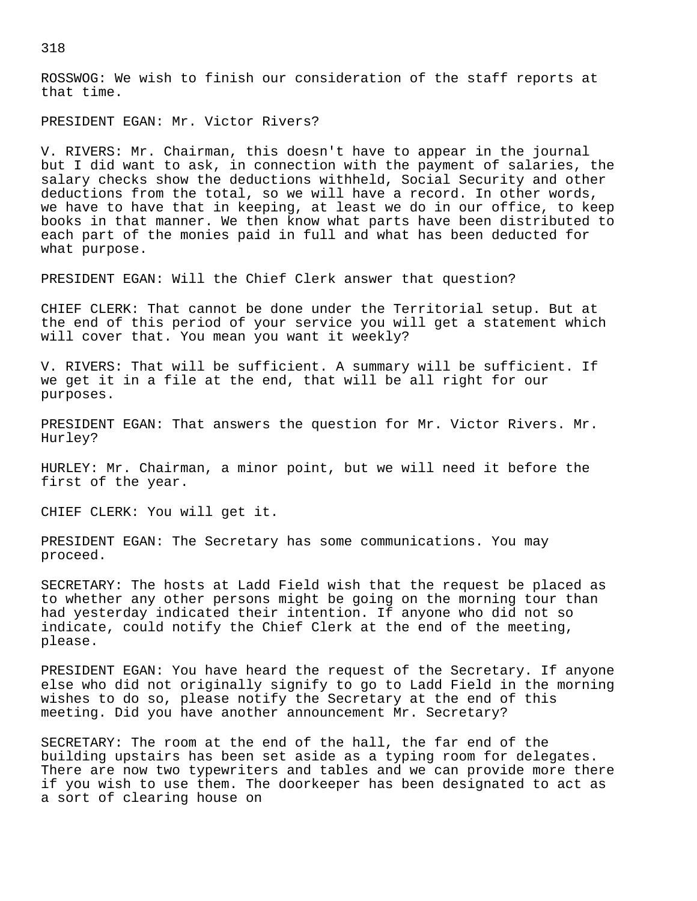ROSSWOG: We wish to finish our consideration of the staff reports at that time.

PRESIDENT EGAN: Mr. Victor Rivers?

V. RIVERS: Mr. Chairman, this doesn't have to appear in the journal but I did want to ask, in connection with the payment of salaries, the salary checks show the deductions withheld, Social Security and other deductions from the total, so we will have a record. In other words, we have to have that in keeping, at least we do in our office, to keep books in that manner. We then know what parts have been distributed to each part of the monies paid in full and what has been deducted for what purpose.

PRESIDENT EGAN: Will the Chief Clerk answer that question?

CHIEF CLERK: That cannot be done under the Territorial setup. But at the end of this period of your service you will get a statement which will cover that. You mean you want it weekly?

V. RIVERS: That will be sufficient. A summary will be sufficient. If we get it in a file at the end, that will be all right for our purposes.

PRESIDENT EGAN: That answers the question for Mr. Victor Rivers. Mr. Hurley?

HURLEY: Mr. Chairman, a minor point, but we will need it before the first of the year.

CHIEF CLERK: You will get it.

PRESIDENT EGAN: The Secretary has some communications. You may proceed.

SECRETARY: The hosts at Ladd Field wish that the request be placed as to whether any other persons might be going on the morning tour than had yesterday indicated their intention. If anyone who did not so indicate, could notify the Chief Clerk at the end of the meeting, please.

PRESIDENT EGAN: You have heard the request of the Secretary. If anyone else who did not originally signify to go to Ladd Field in the morning wishes to do so, please notify the Secretary at the end of this meeting. Did you have another announcement Mr. Secretary?

SECRETARY: The room at the end of the hall, the far end of the building upstairs has been set aside as a typing room for delegates. There are now two typewriters and tables and we can provide more there if you wish to use them. The doorkeeper has been designated to act as a sort of clearing house on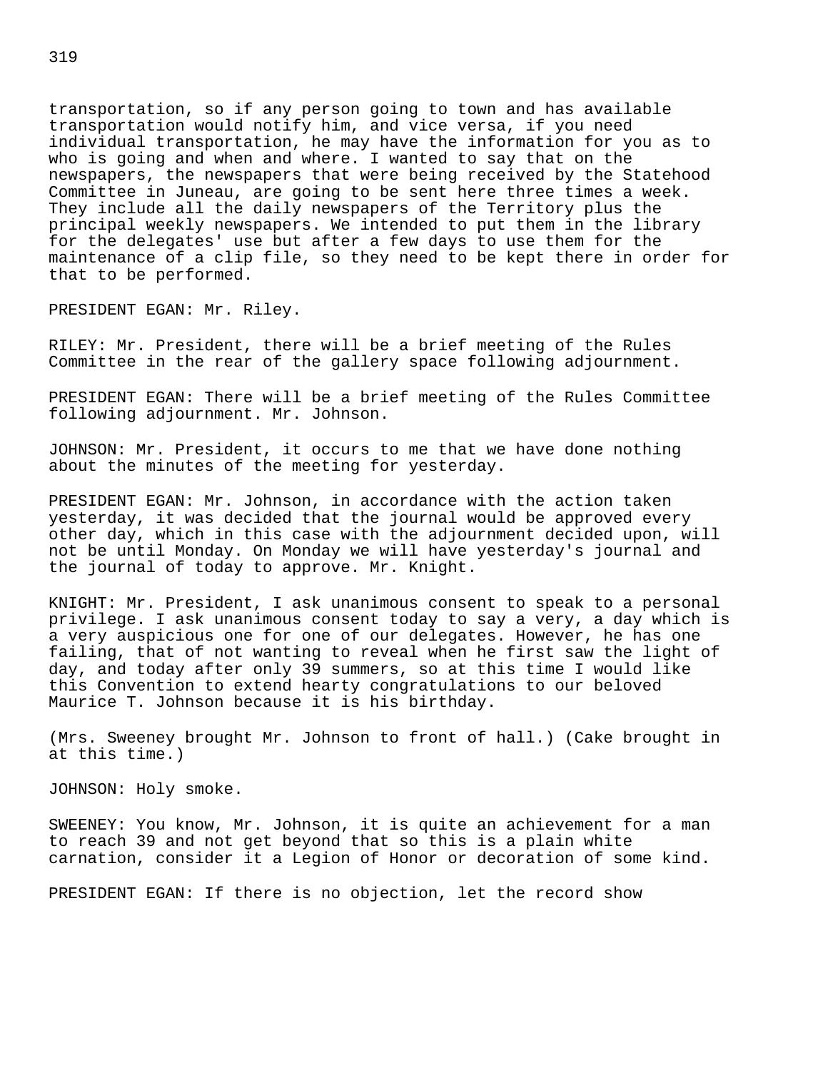transportation, so if any person going to town and has available transportation would notify him, and vice versa, if you need individual transportation, he may have the information for you as to who is going and when and where. I wanted to say that on the newspapers, the newspapers that were being received by the Statehood Committee in Juneau, are going to be sent here three times a week. They include all the daily newspapers of the Territory plus the principal weekly newspapers. We intended to put them in the library for the delegates' use but after a few days to use them for the maintenance of a clip file, so they need to be kept there in order for that to be performed.

PRESIDENT EGAN: Mr. Riley.

RILEY: Mr. President, there will be a brief meeting of the Rules Committee in the rear of the gallery space following adjournment.

PRESIDENT EGAN: There will be a brief meeting of the Rules Committee following adjournment. Mr. Johnson.

JOHNSON: Mr. President, it occurs to me that we have done nothing about the minutes of the meeting for yesterday.

PRESIDENT EGAN: Mr. Johnson, in accordance with the action taken yesterday, it was decided that the journal would be approved every other day, which in this case with the adjournment decided upon, will not be until Monday. On Monday we will have yesterday's journal and the journal of today to approve. Mr. Knight.

KNIGHT: Mr. President, I ask unanimous consent to speak to a personal privilege. I ask unanimous consent today to say a very, a day which is a very auspicious one for one of our delegates. However, he has one failing, that of not wanting to reveal when he first saw the light of day, and today after only 39 summers, so at this time I would like this Convention to extend hearty congratulations to our beloved Maurice T. Johnson because it is his birthday.

(Mrs. Sweeney brought Mr. Johnson to front of hall.) (Cake brought in at this time.)

JOHNSON: Holy smoke.

SWEENEY: You know, Mr. Johnson, it is quite an achievement for a man to reach 39 and not get beyond that so this is a plain white carnation, consider it a Legion of Honor or decoration of some kind.

PRESIDENT EGAN: If there is no objection, let the record show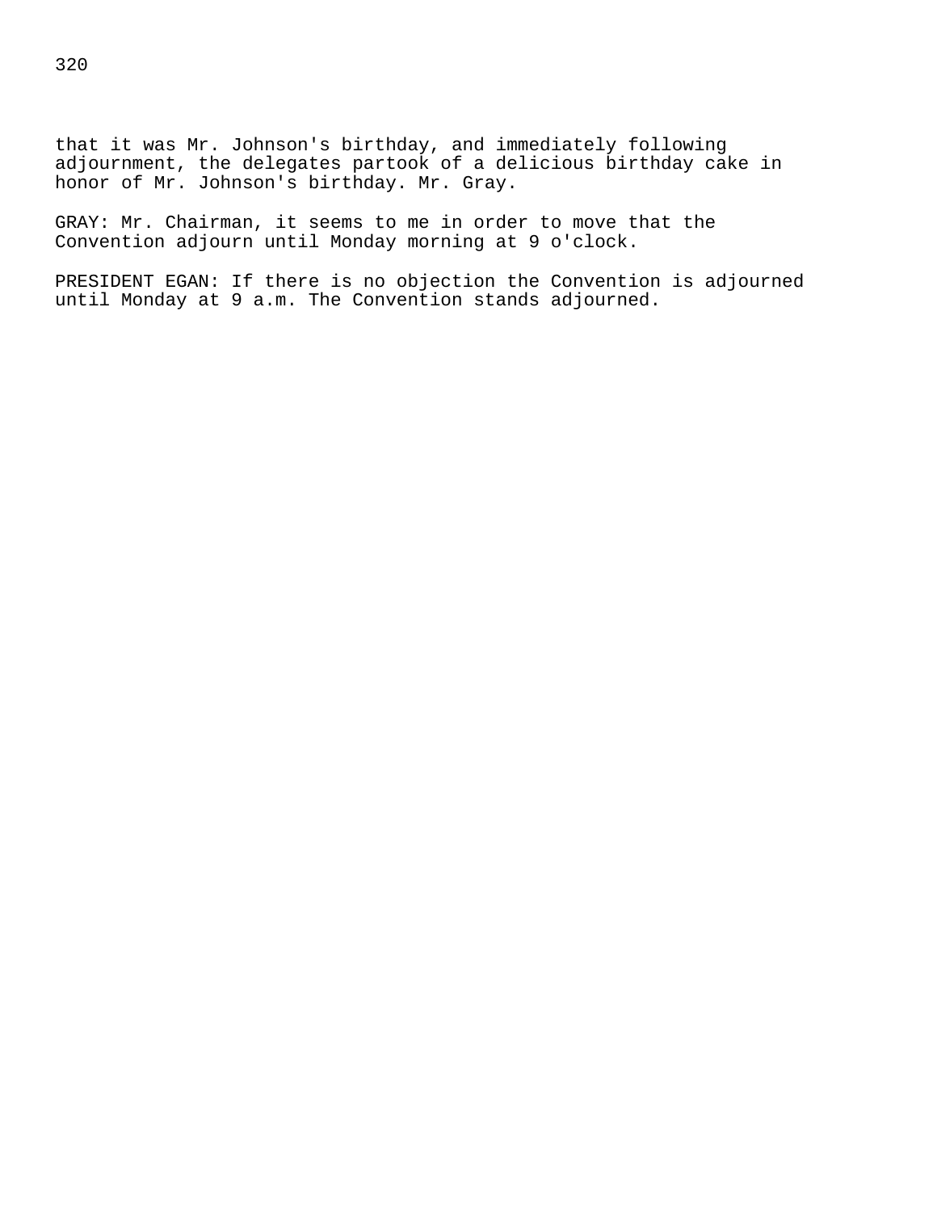that it was Mr. Johnson's birthday, and immediately following adjournment, the delegates partook of a delicious birthday cake in honor of Mr. Johnson's birthday. Mr. Gray.

GRAY: Mr. Chairman, it seems to me in order to move that the Convention adjourn until Monday morning at 9 o'clock.

PRESIDENT EGAN: If there is no objection the Convention is adjourned until Monday at 9 a.m. The Convention stands adjourned.